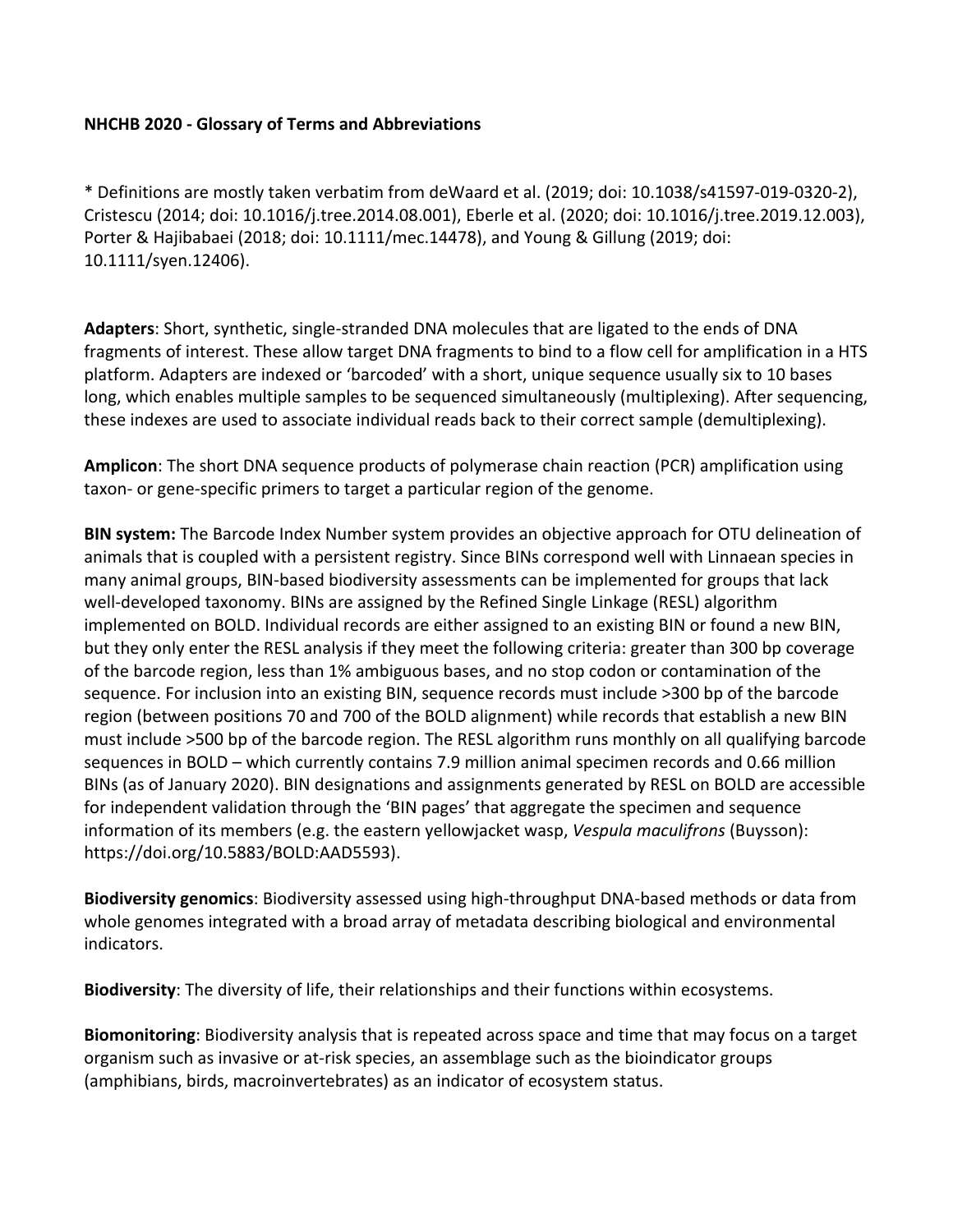**NHCHB 2020 - Glossary of Terms and Abbreviations**

* Definitions are mostly taken verbatim from deWaard et al. (2019; doi: 10.1038/s41597-019-0320-2), Cristescu (2014; doi: 10.1016/j.tree.2014.08.001), Eberle et al. (2020; doi: 10.1016/j.tree.2019.12.003), Porter & Hajibabaei (2018; doi: 10.1111/mec.14478), and Young & Gillung (2019; doi: 10.1111/syen.12406).

**Adapters**: Short, synthetic, single-stranded DNA molecules that are ligated to the ends of DNA fragments of interest. These allow target DNA fragments to bind to a flow cell for amplification in a HTS platform. Adapters are indexed or 'barcoded' with a short, unique sequence usually six to 10 bases long, which enables multiple samples to be sequenced simultaneously (multiplexing). After sequencing, these indexes are used to associate individual reads back to their correct sample (demultiplexing).

**Amplicon**: The short DNA sequence products of polymerase chain reaction (PCR) amplification using taxon- or gene-specific primers to target a particular region of the genome.

**BIN system:** The Barcode Index Number system provides an objective approach for OTU delineation of animals that is coupled with a persistent registry. Since BINs correspond well with Linnaean species in many animal groups, BIN-based biodiversity assessments can be implemented for groups that lack well-developed taxonomy. BINs are assigned by the Refined Single Linkage (RESL) algorithm implemented on BOLD. Individual records are either assigned to an existing BIN or found a new BIN, but they only enter the RESL analysis if they meet the following criteria: greater than 300 bp coverage of the barcode region, less than 1% ambiguous bases, and no stop codon or contamination of the sequence. For inclusion into an existing BIN, sequence records must include >300 bp of the barcode region (between positions 70 and 700 of the BOLD alignment) while records that establish a new BIN must include >500 bp of the barcode region. The RESL algorithm runs monthly on all qualifying barcode sequences in BOLD – which currently contains 7.9 million animal specimen records and 0.66 million BINs (as of January 2020). BIN designations and assignments generated by RESL on BOLD are accessible for independent validation through the 'BIN pages' that aggregate the specimen and sequence information of its members (e.g. the eastern yellowjacket wasp, *Vespula maculifrons* (Buysson): https://doi.org/10.5883/BOLD:AAD5593).

**Biodiversity genomics**: Biodiversity assessed using high-throughput DNA-based methods or data from whole genomes integrated with a broad array of metadata describing biological and environmental indicators.

**Biodiversity**: The diversity of life, their relationships and their functions within ecosystems.

**Biomonitoring**: Biodiversity analysis that is repeated across space and time that may focus on a target organism such as invasive or at-risk species, an assemblage such as the bioindicator groups (amphibians, birds, macroinvertebrates) as an indicator of ecosystem status.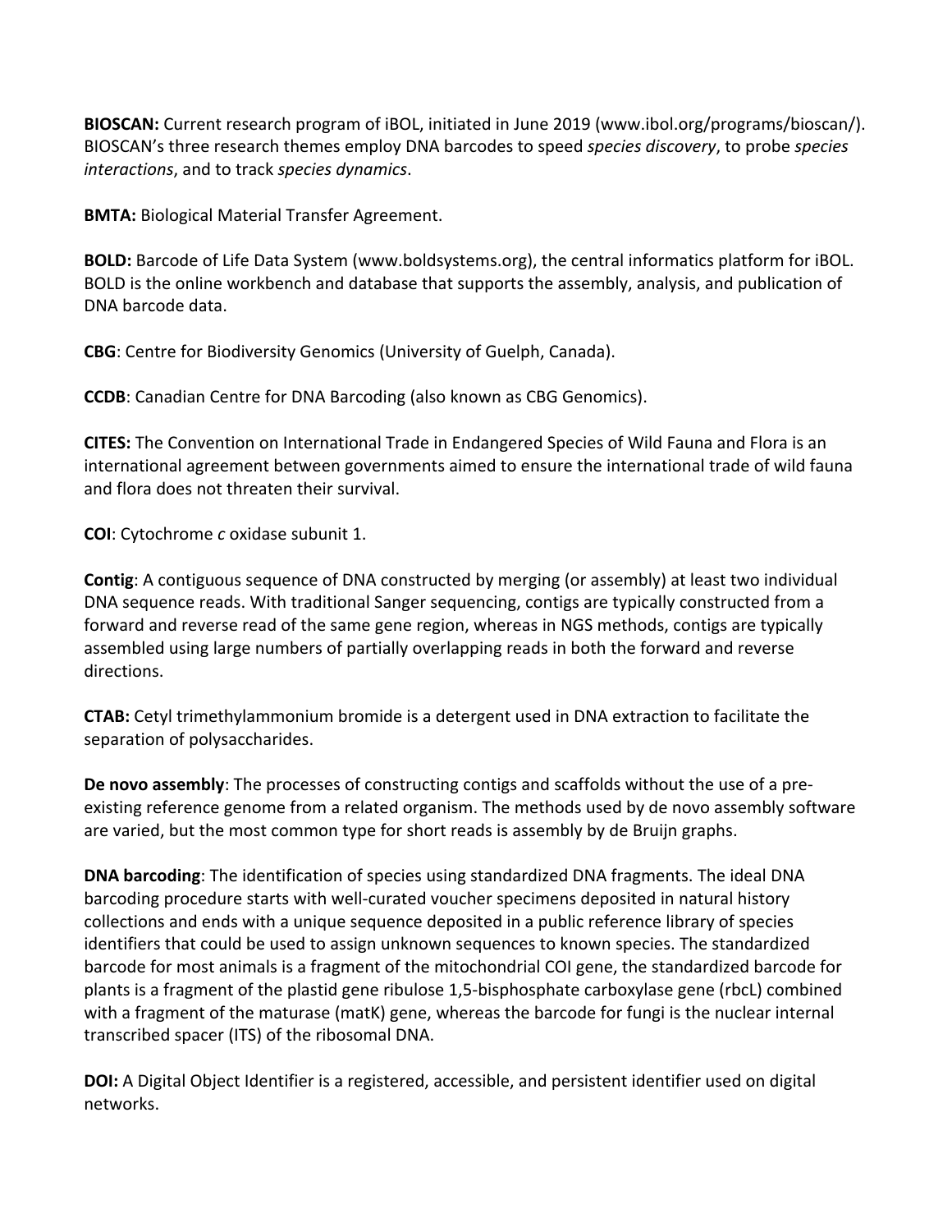**BIOSCAN:** Current research program of iBOL, initiated in June 2019 (www.ibol.org/programs/bioscan/). BIOSCAN's three research themes employ DNA barcodes to speed *species discovery*, to probe *species interactions*, and to track *species dynamics*.

**BMTA:** Biological Material Transfer Agreement.

**BOLD:** Barcode of Life Data System (www.boldsystems.org), the central informatics platform for iBOL. BOLD is the online workbench and database that supports the assembly, analysis, and publication of DNA barcode data.

**CBG**: Centre for Biodiversity Genomics (University of Guelph, Canada).

**CCDB**: Canadian Centre for DNA Barcoding (also known as CBG Genomics).

**CITES:** The Convention on International Trade in Endangered Species of Wild Fauna and Flora is an international agreement between governments aimed to ensure the international trade of wild fauna and flora does not threaten their survival.

**COI**: Cytochrome *c* oxidase subunit 1.

**Contig**: A contiguous sequence of DNA constructed by merging (or assembly) at least two individual DNA sequence reads. With traditional Sanger sequencing, contigs are typically constructed from a forward and reverse read of the same gene region, whereas in NGS methods, contigs are typically assembled using large numbers of partially overlapping reads in both the forward and reverse directions.

**CTAB:** Cetyl trimethylammonium bromide is a detergent used in DNA extraction to facilitate the separation of polysaccharides.

**De novo assembly**: The processes of constructing contigs and scaffolds without the use of a pre-existing reference genome from a related organism. The methods used by de novo assembly software are varied, but the most common type for short reads is assembly by de Bruijn graphs.

**DNA barcoding**: The identification of species using standardized DNA fragments. The ideal DNA barcoding procedure starts with well-curated voucher specimens deposited in natural history collections and ends with a unique sequence deposited in a public reference library of species identifiers that could be used to assign unknown sequences to known species. The standardized barcode for most animals is a fragment of the mitochondrial COI gene, the standardized barcode for plants is a fragment of the plastid gene ribulose 1,5-bisphosphate carboxylase gene (rbcL) combined with a fragment of the maturase (matK) gene, whereas the barcode for fungi is the nuclear internal transcribed spacer (ITS) of the ribosomal DNA.

**DOI:** A Digital Object Identifier is a registered, accessible, and persistent identifier used on digital networks.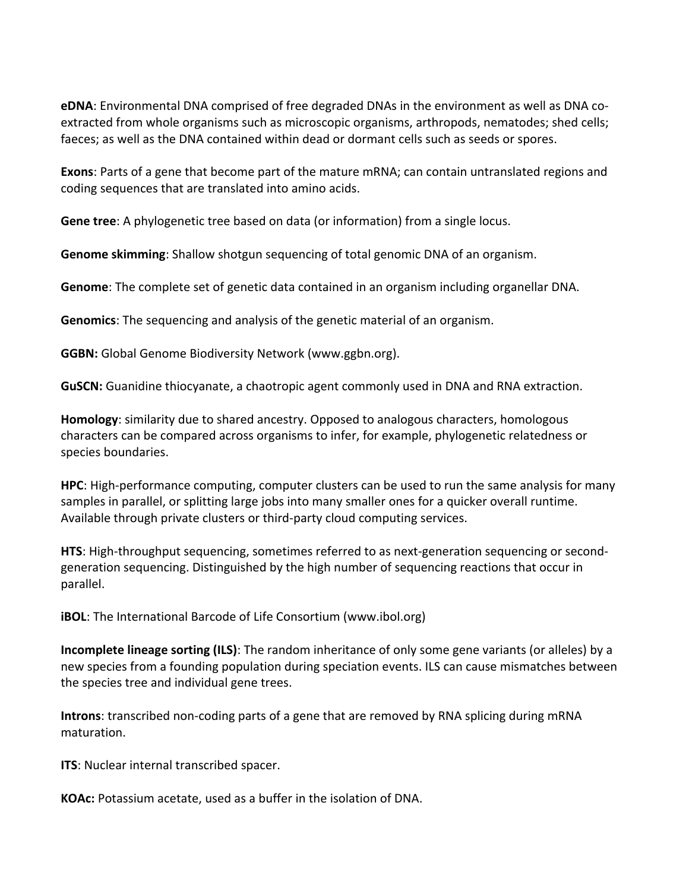**eDNA**: Environmental DNA comprised of free degraded DNAs in the environment as well as DNA co-extracted from whole organisms such as microscopic organisms, arthropods, nematodes; shed cells; faeces; as well as the DNA contained within dead or dormant cells such as seeds or spores.

**Exons**: Parts of a gene that become part of the mature mRNA; can contain untranslated regions and coding sequences that are translated into amino acids.

**Gene tree**: A phylogenetic tree based on data (or information) from a single locus.

**Genome skimming**: Shallow shotgun sequencing of total genomic DNA of an organism.

**Genome**: The complete set of genetic data contained in an organism including organellar DNA.

**Genomics**: The sequencing and analysis of the genetic material of an organism.

**GGBN:** Global Genome Biodiversity Network (www.ggbn.org).

**GuSCN:** Guanidine thiocyanate, a chaotropic agent commonly used in DNA and RNA extraction.

**Homology**: similarity due to shared ancestry. Opposed to analogous characters, homologous characters can be compared across organisms to infer, for example, phylogenetic relatedness or species boundaries.

**HPC**: High-performance computing, computer clusters can be used to run the same analysis for many samples in parallel, or splitting large jobs into many smaller ones for a quicker overall runtime. Available through private clusters or third-party cloud computing services.

**HTS**: High-throughput sequencing, sometimes referred to as next-generation sequencing or second-generation sequencing. Distinguished by the high number of sequencing reactions that occur in parallel.

**iBOL**: The International Barcode of Life Consortium (www.ibol.org)

**Incomplete lineage sorting (ILS)**: The random inheritance of only some gene variants (or alleles) by a new species from a founding population during speciation events. ILS can cause mismatches between the species tree and individual gene trees.

**Introns**: transcribed non-coding parts of a gene that are removed by RNA splicing during mRNA maturation.

**ITS**: Nuclear internal transcribed spacer.

**KOAc:** Potassium acetate, used as a buffer in the isolation of DNA.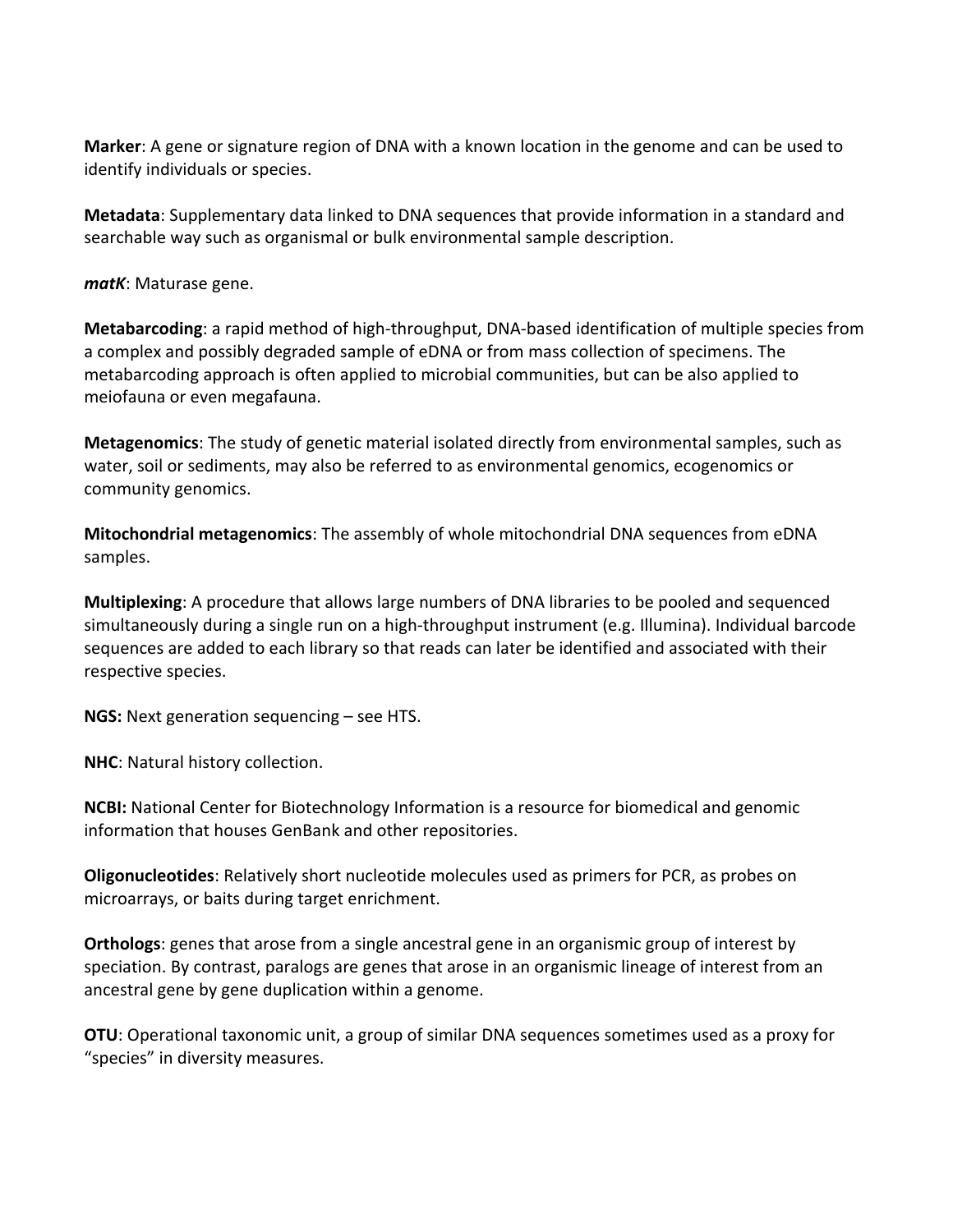**Marker**: A gene or signature region of DNA with a known location in the genome and can be used to identify individuals or species.

**Metadata**: Supplementary data linked to DNA sequences that provide information in a standard and searchable way such as organismal or bulk environmental sample description.

***matK***: Maturase gene.

**Metabarcoding**: a rapid method of high-throughput, DNA-based identification of multiple species from a complex and possibly degraded sample of eDNA or from mass collection of specimens. The metabarcoding approach is often applied to microbial communities, but can be also applied to meiofauna or even megafauna.

**Metagenomics**: The study of genetic material isolated directly from environmental samples, such as water, soil or sediments, may also be referred to as environmental genomics, ecogenomics or community genomics.

**Mitochondrial metagenomics**: The assembly of whole mitochondrial DNA sequences from eDNA samples.

**Multiplexing**: A procedure that allows large numbers of DNA libraries to be pooled and sequenced simultaneously during a single run on a high-throughput instrument (e.g. Illumina). Individual barcode sequences are added to each library so that reads can later be identified and associated with their respective species.

**NGS:** Next generation sequencing – see HTS.

**NHC**: Natural history collection.

**NCBI:** National Center for Biotechnology Information is a resource for biomedical and genomic information that houses GenBank and other repositories.

**Oligonucleotides**: Relatively short nucleotide molecules used as primers for PCR, as probes on microarrays, or baits during target enrichment.

**Orthologs**: genes that arose from a single ancestral gene in an organismic group of interest by speciation. By contrast, paralogs are genes that arose in an organismic lineage of interest from an ancestral gene by gene duplication within a genome.

**OTU**: Operational taxonomic unit, a group of similar DNA sequences sometimes used as a proxy for "species" in diversity measures.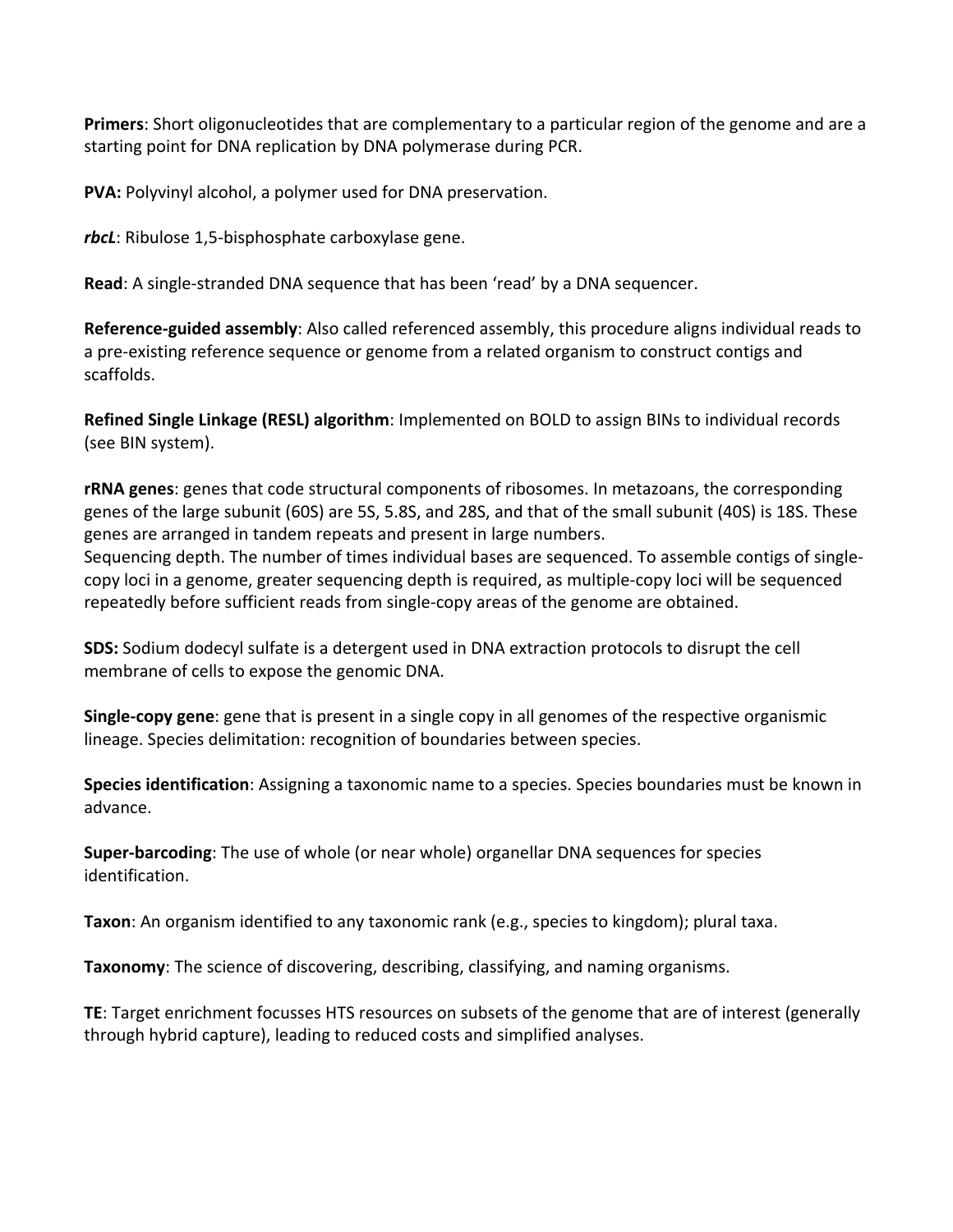**Primers**: Short oligonucleotides that are complementary to a particular region of the genome and are a starting point for DNA replication by DNA polymerase during PCR.

**PVA:** Polyvinyl alcohol, a polymer used for DNA preservation.

***rbcL***: Ribulose 1,5-bisphosphate carboxylase gene.

**Read**: A single-stranded DNA sequence that has been 'read' by a DNA sequencer.

**Reference-guided assembly**: Also called referenced assembly, this procedure aligns individual reads to a pre-existing reference sequence or genome from a related organism to construct contigs and scaffolds.

**Refined Single Linkage (RESL) algorithm**: Implemented on BOLD to assign BINs to individual records (see BIN system).

**rRNA genes**: genes that code structural components of ribosomes. In metazoans, the corresponding genes of the large subunit (60S) are 5S, 5.8S, and 28S, and that of the small subunit (40S) is 18S. These genes are arranged in tandem repeats and present in large numbers.
Sequencing depth. The number of times individual bases are sequenced. To assemble contigs of single-copy loci in a genome, greater sequencing depth is required, as multiple-copy loci will be sequenced repeatedly before sufficient reads from single-copy areas of the genome are obtained.

**SDS:** Sodium dodecyl sulfate is a detergent used in DNA extraction protocols to disrupt the cell membrane of cells to expose the genomic DNA.

**Single-copy gene**: gene that is present in a single copy in all genomes of the respective organismic lineage. Species delimitation: recognition of boundaries between species.

**Species identification**: Assigning a taxonomic name to a species. Species boundaries must be known in advance.

**Super-barcoding**: The use of whole (or near whole) organellar DNA sequences for species identification.

**Taxon**: An organism identified to any taxonomic rank (e.g., species to kingdom); plural taxa.

**Taxonomy**: The science of discovering, describing, classifying, and naming organisms.

**TE**: Target enrichment focusses HTS resources on subsets of the genome that are of interest (generally through hybrid capture), leading to reduced costs and simplified analyses.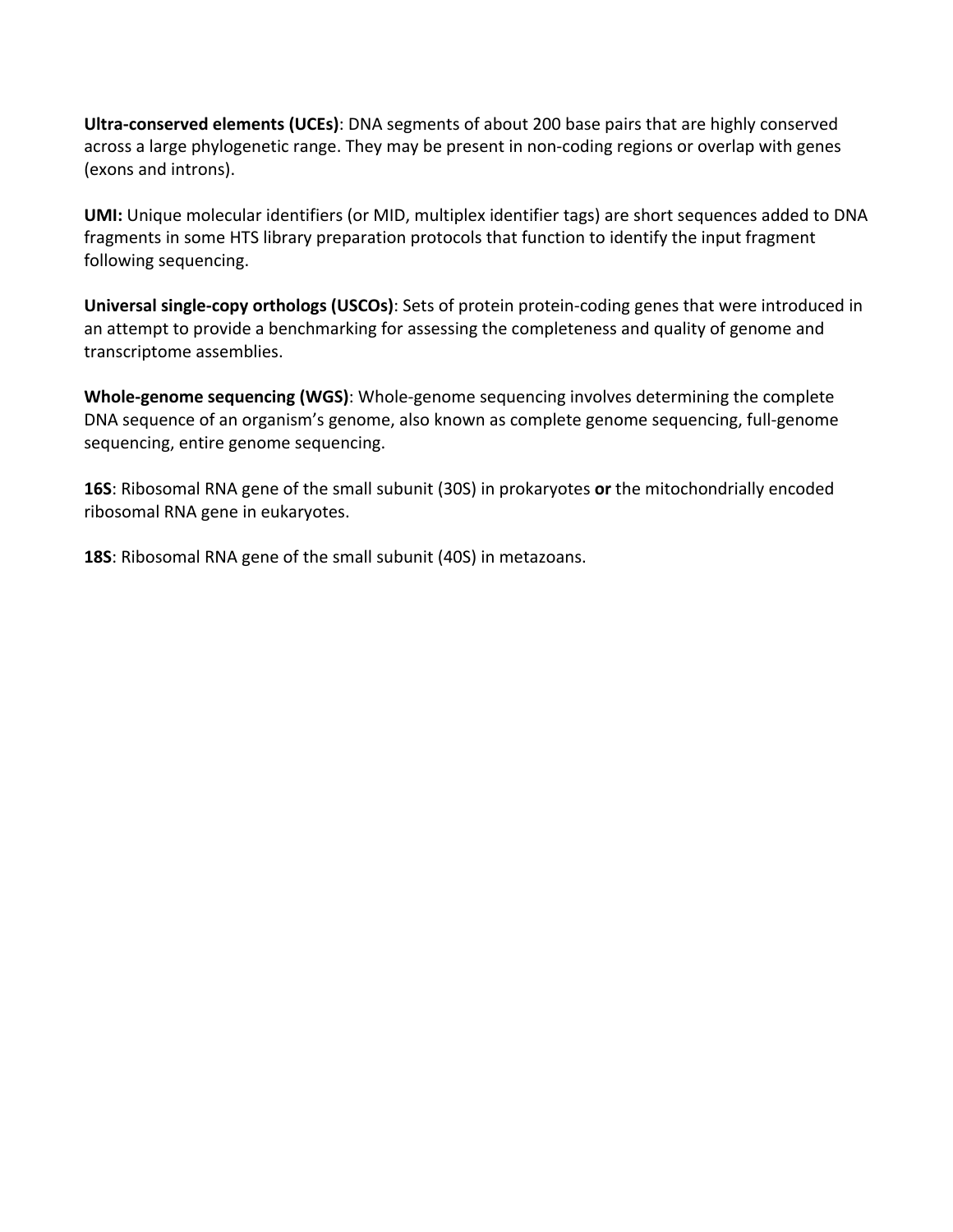**Ultra-conserved elements (UCEs)**: DNA segments of about 200 base pairs that are highly conserved across a large phylogenetic range. They may be present in non-coding regions or overlap with genes (exons and introns).

**UMI:** Unique molecular identifiers (or MID, multiplex identifier tags) are short sequences added to DNA fragments in some HTS library preparation protocols that function to identify the input fragment following sequencing.

**Universal single-copy orthologs (USCOs)**: Sets of protein protein-coding genes that were introduced in an attempt to provide a benchmarking for assessing the completeness and quality of genome and transcriptome assemblies.

**Whole-genome sequencing (WGS)**: Whole-genome sequencing involves determining the complete DNA sequence of an organism's genome, also known as complete genome sequencing, full-genome sequencing, entire genome sequencing.

**16S**: Ribosomal RNA gene of the small subunit (30S) in prokaryotes **or** the mitochondrially encoded ribosomal RNA gene in eukaryotes.

**18S**: Ribosomal RNA gene of the small subunit (40S) in metazoans.